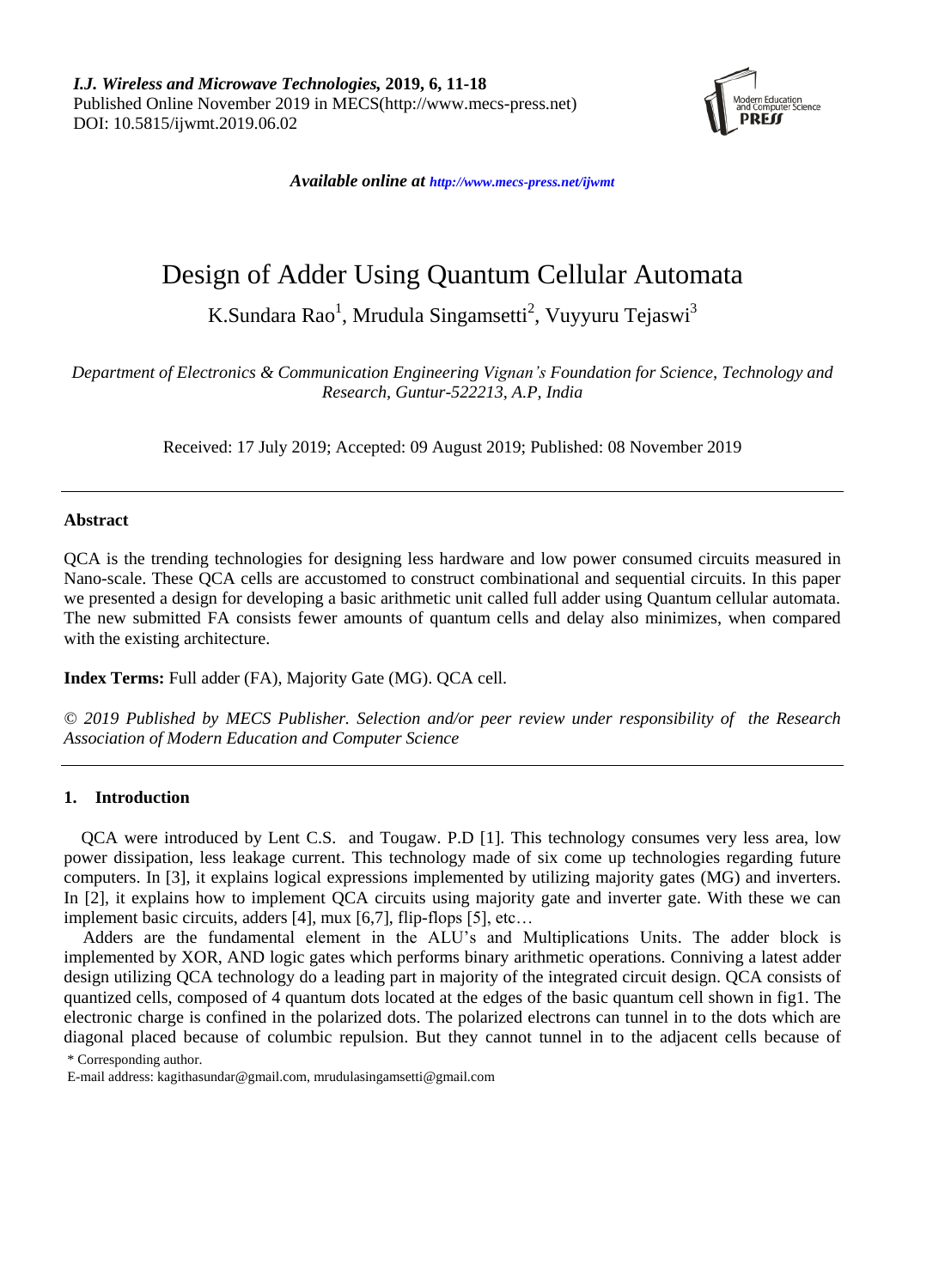# Design of Adder Using Quantum Cellular Automata

K.Sundara Rao[1], Mrudula Singamsetti[2], Vuyyuru Tejaswi[3]

*Department of Electronics & Communication Engineering Vignan's Foundation for Science, Technology and Research, Guntur-522213, A.P, India*

Received: 17 July 2019; Accepted: 09 August 2019; Published: 08 November 2019

---

### Abstract

QCA is the trending technologies for designing less hardware and low power consumed circuits measured in Nano-scale. These QCA cells are accustomed to construct combinational and sequential circuits. In this paper we presented a design for developing a basic arithmetic unit called full adder using Quantum cellular automata. The new submitted FA consists fewer amounts of quantum cells and delay also minimizes, when compared with the existing architecture.

**Index Terms:** Full adder (FA), Majority Gate (MG). QCA cell.

*© 2019 Published by MECS Publisher. Selection and/or peer review under responsibility of the Research Association of Modern Education and Computer Science*

---

## 1. Introduction

QCA were introduced by Lent C.S. and Tougaw. P.D [1]. This technology consumes very less area, low power dissipation, less leakage current. This technology made of six come up technologies regarding future computers. In [3], it explains logical expressions implemented by utilizing majority gates (MG) and inverters. In [2], it explains how to implement QCA circuits using majority gate and inverter gate. With these we can implement basic circuits, adders [4], mux [6,7], flip-flops [5], etc…

Adders are the fundamental element in the ALU's and Multiplications Units. The adder block is implemented by XOR, AND logic gates which performs binary arithmetic operations. Conniving a latest adder design utilizing QCA technology do a leading part in majority of the integrated circuit design. QCA consists of quantized cells, composed of 4 quantum dots located at the edges of the basic quantum cell shown in fig1. The electronic charge is confined in the polarized dots. The polarized electrons can tunnel in to the dots which are diagonal placed because of columbic repulsion. But they cannot tunnel in to the adjacent cells because of

\* Corresponding author.

E-mail address: kagithasundar@gmail.com, mrudulasingamsetti@gmail.com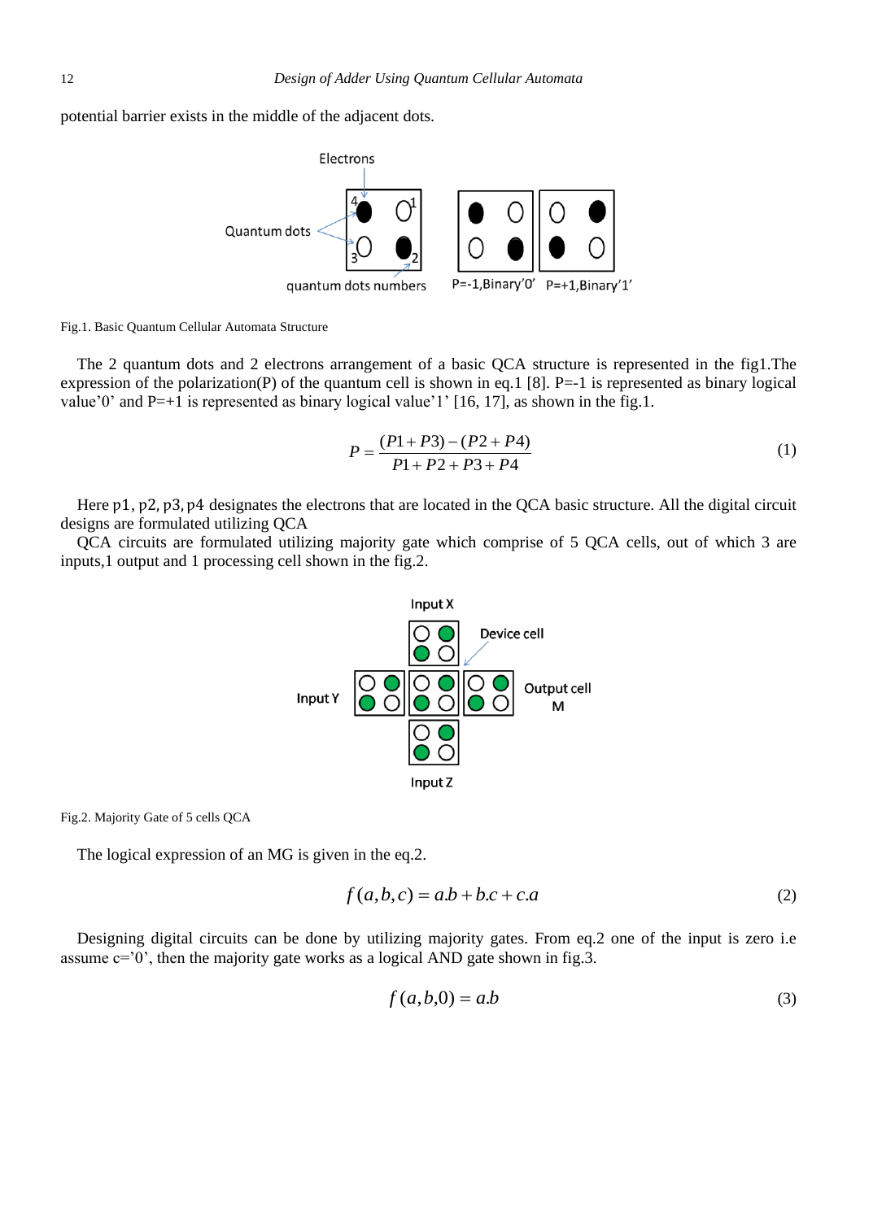potential barrier exists in the middle of the adjacent dots.

Fig.1. Basic Quantum Cellular Automata Structure

The 2 quantum dots and 2 electrons arrangement of a basic QCA structure is represented in the fig1.The expression of the polarization(P) of the quantum cell is shown in eq.1 [8]. P=-1 is represented as binary logical value'0' and P=+1 is represented as binary logical value'1' [16, 17], as shown in the fig.1.

$$P = \frac{(P1+P3)-(P2+P4)}{P1+P2+P3+P4} \tag{1}$$

Here p1, p2, p3, p4 designates the electrons that are located in the QCA basic structure. All the digital circuit designs are formulated utilizing QCA

QCA circuits are formulated utilizing majority gate which comprise of 5 QCA cells, out of which 3 are inputs,1 output and 1 processing cell shown in the fig.2.

Fig.2. Majority Gate of 5 cells QCA

The logical expression of an MG is given in the eq.2.

$$f(a,b,c) = a.b + b.c + c.a \tag{2}$$

Designing digital circuits can be done by utilizing majority gates. From eq.2 one of the input is zero i.e assume c='0', then the majority gate works as a logical AND gate shown in fig.3.

$$f(a,b,0) = a.b \tag{3}$$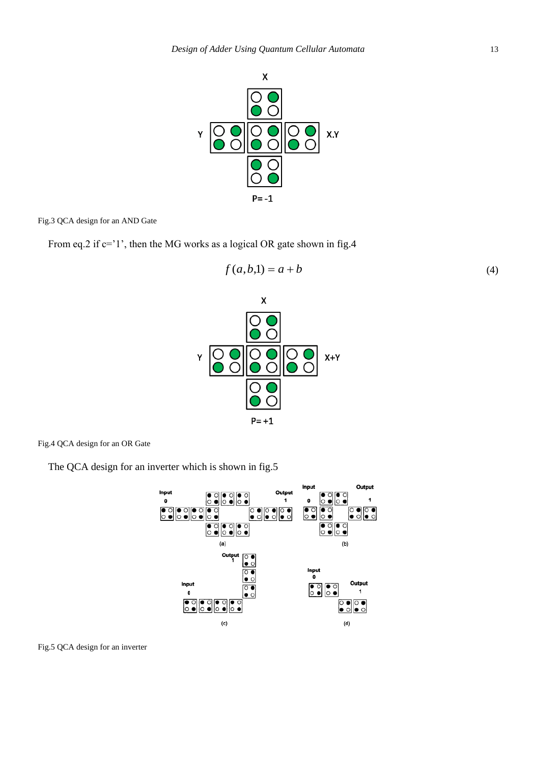Fig.3 QCA design for an AND Gate

From eq.2 if c='1', then the MG works as a logical OR gate shown in fig.4

$$f(a,b,1) = a + b \tag{4}$$

Fig.4 QCA design for an OR Gate

The QCA design for an inverter which is shown in fig.5

Fig.5 QCA design for an inverter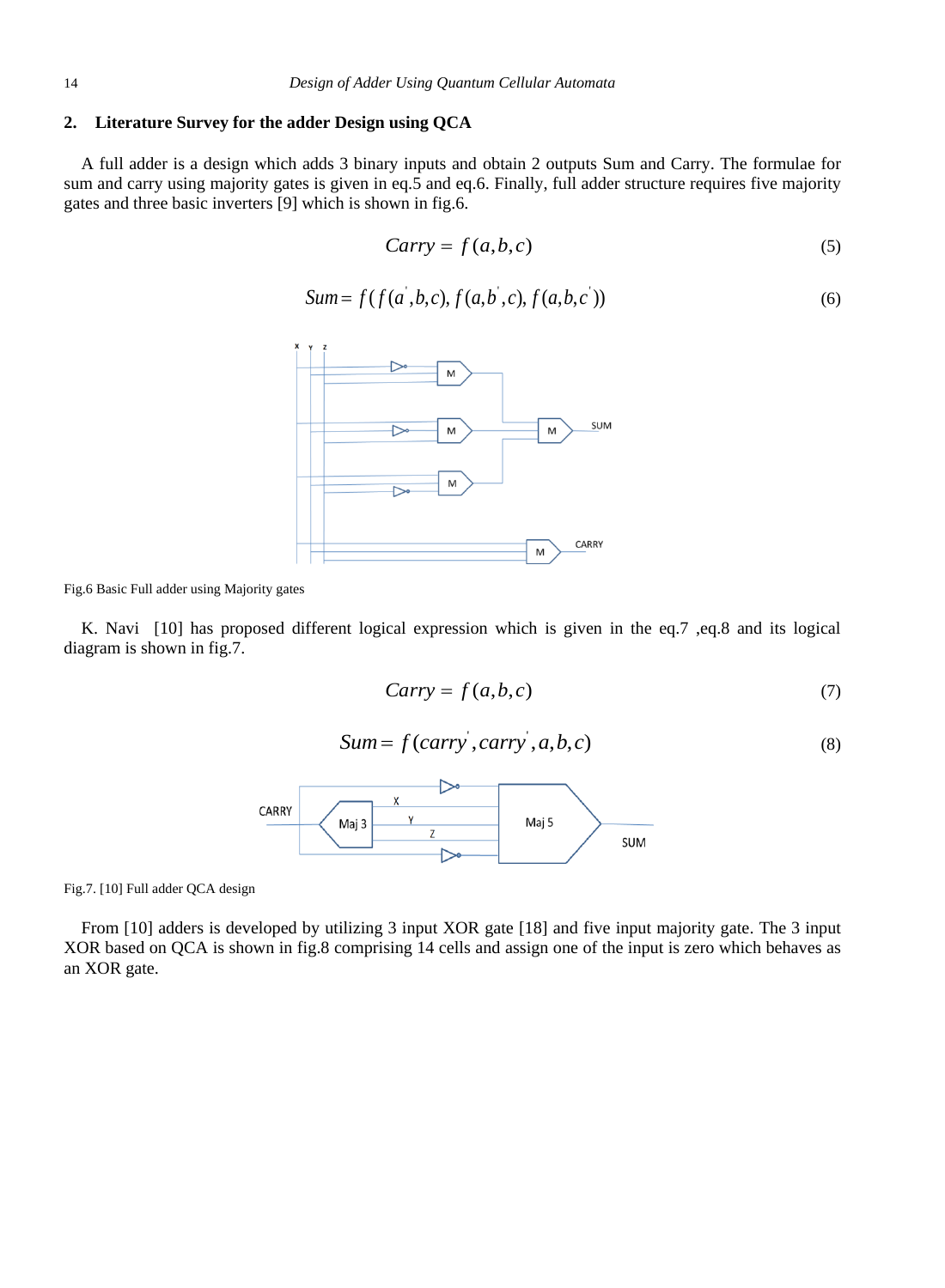## 2. Literature Survey for the adder Design using QCA

A full adder is a design which adds 3 binary inputs and obtain 2 outputs Sum and Carry. The formulae for sum and carry using majority gates is given in eq.5 and eq.6. Finally, full adder structure requires five majority gates and three basic inverters [9] which is shown in fig.6.

$$Carry = f(a,b,c) \tag{5}$$

$$Sum = f(f(a^{'},b,c), f(a,b^{'},c), f(a,b,c^{'})) \tag{6}$$

Fig.6 Basic Full adder using Majority gates

K. Navi [10] has proposed different logical expression which is given in the eq.7 ,eq.8 and its logical diagram is shown in fig.7.

$$Carry = f(a,b,c) \tag{7}$$

$$Sum = f(carry^{'}, carry^{'}, a, b, c) \tag{8}$$

Fig.7. [10] Full adder QCA design

From [10] adders is developed by utilizing 3 input XOR gate [18] and five input majority gate. The 3 input XOR based on QCA is shown in fig.8 comprising 14 cells and assign one of the input is zero which behaves as an XOR gate.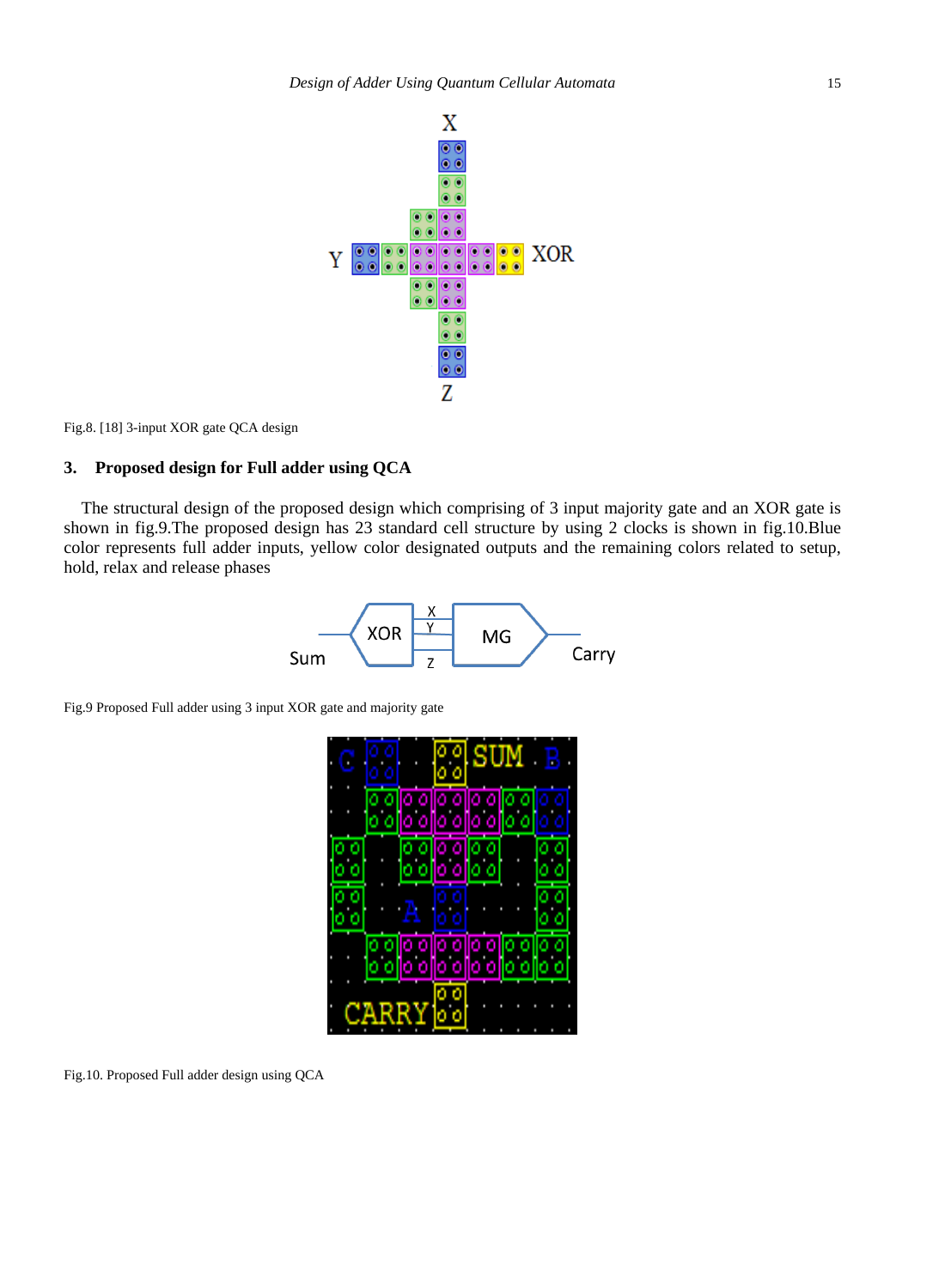Fig.8. [18] 3-input XOR gate QCA design

### 3. Proposed design for Full adder using QCA

The structural design of the proposed design which comprising of 3 input majority gate and an XOR gate is shown in fig.9.The proposed design has 23 standard cell structure by using 2 clocks is shown in fig.10.Blue color represents full adder inputs, yellow color designated outputs and the remaining colors related to setup, hold, relax and release phases

Fig.9 Proposed Full adder using 3 input XOR gate and majority gate

Fig.10. Proposed Full adder design using QCA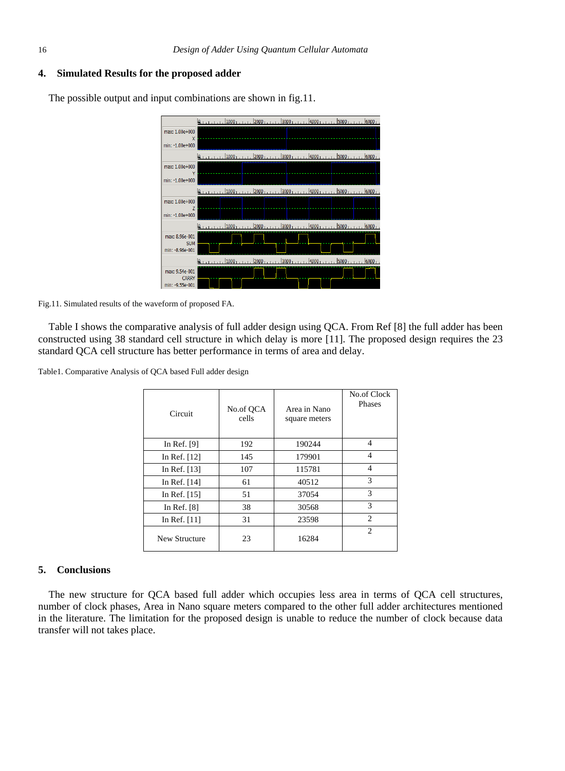## 4. Simulated Results for the proposed adder

The possible output and input combinations are shown in fig.11.

Fig.11. Simulated results of the waveform of proposed FA.

Table I shows the comparative analysis of full adder design using QCA. From Ref [8] the full adder has been constructed using 38 standard cell structure in which delay is more [11]. The proposed design requires the 23 standard QCA cell structure has better performance in terms of area and delay.

Table1. Comparative Analysis of QCA based Full adder design

| Circuit | No.of QCA cells | Area in Nano square meters | No.of Clock Phases |
|---|---|---|---|
| In Ref. [9] | 192 | 190244 | 4 |
| In Ref. [12] | 145 | 179901 | 4 |
| In Ref. [13] | 107 | 115781 | 4 |
| In Ref. [14] | 61 | 40512 | 3 |
| In Ref. [15] | 51 | 37054 | 3 |
| In Ref. [8] | 38 | 30568 | 3 |
| In Ref. [11] | 31 | 23598 | 2 |
| New Structure | 23 | 16284 | 2 |

## 5. Conclusions

The new structure for QCA based full adder which occupies less area in terms of QCA cell structures, number of clock phases, Area in Nano square meters compared to the other full adder architectures mentioned in the literature. The limitation for the proposed design is unable to reduce the number of clock because data transfer will not takes place.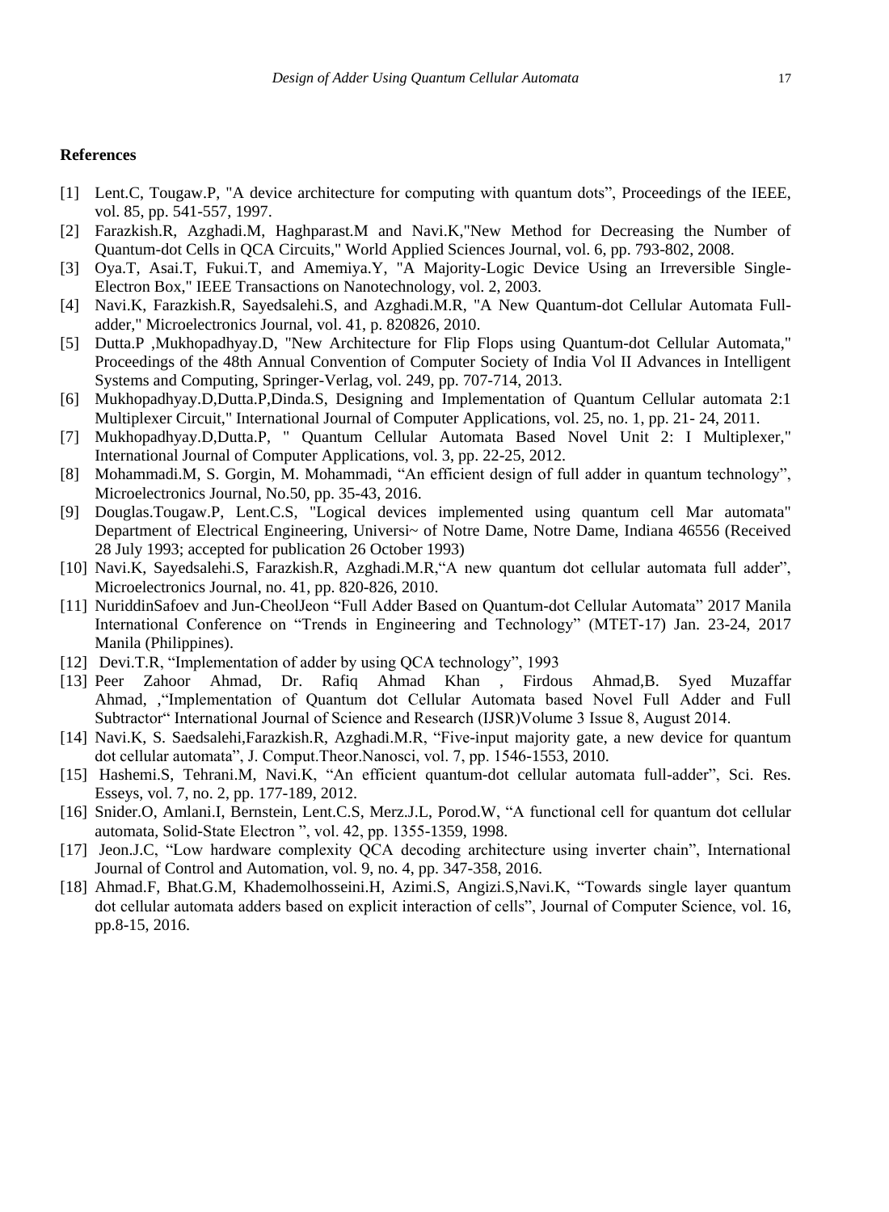### References

[1] Lent.C, Tougaw.P, "A device architecture for computing with quantum dots", Proceedings of the IEEE, vol. 85, pp. 541-557, 1997.

[2] Farazkish.R, Azghadi.M, Haghparast.M and Navi.K,"New Method for Decreasing the Number of Quantum-dot Cells in QCA Circuits," World Applied Sciences Journal, vol. 6, pp. 793-802, 2008.

[3] Oya.T, Asai.T, Fukui.T, and Amemiya.Y, "A Majority-Logic Device Using an Irreversible Single-Electron Box," IEEE Transactions on Nanotechnology, vol. 2, 2003.

[4] Navi.K, Farazkish.R, Sayedsalehi.S, and Azghadi.M.R, "A New Quantum-dot Cellular Automata Full-adder," Microelectronics Journal, vol. 41, p. 820826, 2010.

[5] Dutta.P ,Mukhopadhyay.D, "New Architecture for Flip Flops using Quantum-dot Cellular Automata," Proceedings of the 48th Annual Convention of Computer Society of India Vol II Advances in Intelligent Systems and Computing, Springer-Verlag, vol. 249, pp. 707-714, 2013.

[6] Mukhopadhyay.D,Dutta.P,Dinda.S, Designing and Implementation of Quantum Cellular automata 2:1 Multiplexer Circuit," International Journal of Computer Applications, vol. 25, no. 1, pp. 21- 24, 2011.

[7] Mukhopadhyay.D,Dutta.P, " Quantum Cellular Automata Based Novel Unit 2: I Multiplexer," International Journal of Computer Applications, vol. 3, pp. 22-25, 2012.

[8] Mohammadi.M, S. Gorgin, M. Mohammadi, "An efficient design of full adder in quantum technology", Microelectronics Journal, No.50, pp. 35-43, 2016.

[9] Douglas.Tougaw.P, Lent.C.S, "Logical devices implemented using quantum cell Mar automata" Department of Electrical Engineering, Universi~ of Notre Dame, Notre Dame, Indiana 46556 (Received 28 July 1993; accepted for publication 26 October 1993)

[10] Navi.K, Sayedsalehi.S, Farazkish.R, Azghadi.M.R,"A new quantum dot cellular automata full adder", Microelectronics Journal, no. 41, pp. 820-826, 2010.

[11] NuriddinSafoev and Jun-CheolJeon "Full Adder Based on Quantum-dot Cellular Automata" 2017 Manila International Conference on "Trends in Engineering and Technology" (MTET-17) Jan. 23-24, 2017 Manila (Philippines).

[12] Devi.T.R, "Implementation of adder by using QCA technology", 1993

[13] Peer Zahoor Ahmad, Dr. Rafiq Ahmad Khan , Firdous Ahmad,B. Syed Muzaffar Ahmad, ,"Implementation of Quantum dot Cellular Automata based Novel Full Adder and Full Subtractor" International Journal of Science and Research (IJSR)Volume 3 Issue 8, August 2014.

[14] Navi.K, S. Saedsalehi,Farazkish.R, Azghadi.M.R, "Five-input majority gate, a new device for quantum dot cellular automata", J. Comput.Theor.Nanosci, vol. 7, pp. 1546-1553, 2010.

[15] Hashemi.S, Tehrani.M, Navi.K, "An efficient quantum-dot cellular automata full-adder", Sci. Res. Esseys, vol. 7, no. 2, pp. 177-189, 2012.

[16] Snider.O, Amlani.I, Bernstein, Lent.C.S, Merz.J.L, Porod.W, "A functional cell for quantum dot cellular automata, Solid-State Electron ", vol. 42, pp. 1355-1359, 1998.

[17] Jeon.J.C, "Low hardware complexity QCA decoding architecture using inverter chain", International Journal of Control and Automation, vol. 9, no. 4, pp. 347-358, 2016.

[18] Ahmad.F, Bhat.G.M, Khademolhosseini.H, Azimi.S, Angizi.S,Navi.K, "Towards single layer quantum dot cellular automata adders based on explicit interaction of cells", Journal of Computer Science, vol. 16, pp.8-15, 2016.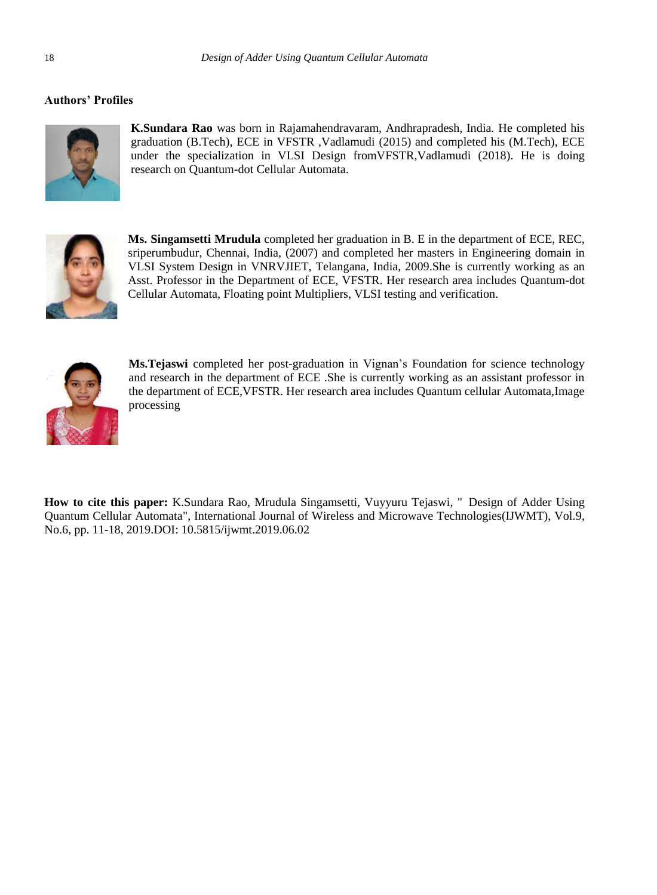**Authors' Profiles**

**K.Sundara Rao** was born in Rajamahendravaram, Andhrapradesh, India. He completed his graduation (B.Tech), ECE in VFSTR ,Vadlamudi (2015) and completed his (M.Tech), ECE under the specialization in VLSI Design fromVFSTR,Vadlamudi (2018). He is doing research on Quantum-dot Cellular Automata.

**Ms. Singamsetti Mrudula** completed her graduation in B. E in the department of ECE, REC, sriperumbudur, Chennai, India, (2007) and completed her masters in Engineering domain in VLSI System Design in VNRVJIET, Telangana, India, 2009.She is currently working as an Asst. Professor in the Department of ECE, VFSTR. Her research area includes Quantum-dot Cellular Automata, Floating point Multipliers, VLSI testing and verification.

**Ms.Tejaswi** completed her post-graduation in Vignan's Foundation for science technology and research in the department of ECE .She is currently working as an assistant professor in the department of ECE,VFSTR. Her research area includes Quantum cellular Automata,Image processing

**How to cite this paper:** K.Sundara Rao, Mrudula Singamsetti, Vuyyuru Tejaswi, " Design of Adder Using Quantum Cellular Automata", International Journal of Wireless and Microwave Technologies(IJWMT), Vol.9, No.6, pp. 11-18, 2019.DOI: 10.5815/ijwmt.2019.06.02